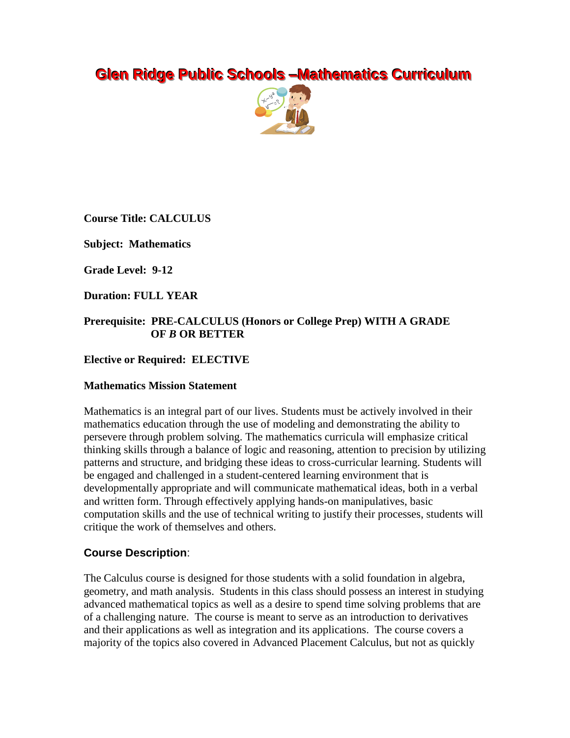# Glen Ridge Public Schools –Mathematics Curriculum

**Course Title: CALCULUS**

**Subject: Mathematics**

**Grade Level: 9-12**

**Duration: FULL YEAR**

**Prerequisite: PRE-CALCULUS (Honors or College Prep) WITH A GRADE OF *B* OR BETTER**

**Elective or Required: ELECTIVE**

**Mathematics Mission Statement**

Mathematics is an integral part of our lives. Students must be actively involved in their mathematics education through the use of modeling and demonstrating the ability to persevere through problem solving. The mathematics curricula will emphasize critical thinking skills through a balance of logic and reasoning, attention to precision by utilizing patterns and structure, and bridging these ideas to cross-curricular learning. Students will be engaged and challenged in a student-centered learning environment that is developmentally appropriate and will communicate mathematical ideas, both in a verbal and written form. Through effectively applying hands-on manipulatives, basic computation skills and the use of technical writing to justify their processes, students will critique the work of themselves and others.

## Course Description:

The Calculus course is designed for those students with a solid foundation in algebra, geometry, and math analysis. Students in this class should possess an interest in studying advanced mathematical topics as well as a desire to spend time solving problems that are of a challenging nature. The course is meant to serve as an introduction to derivatives and their applications as well as integration and its applications. The course covers a majority of the topics also covered in Advanced Placement Calculus, but not as quickly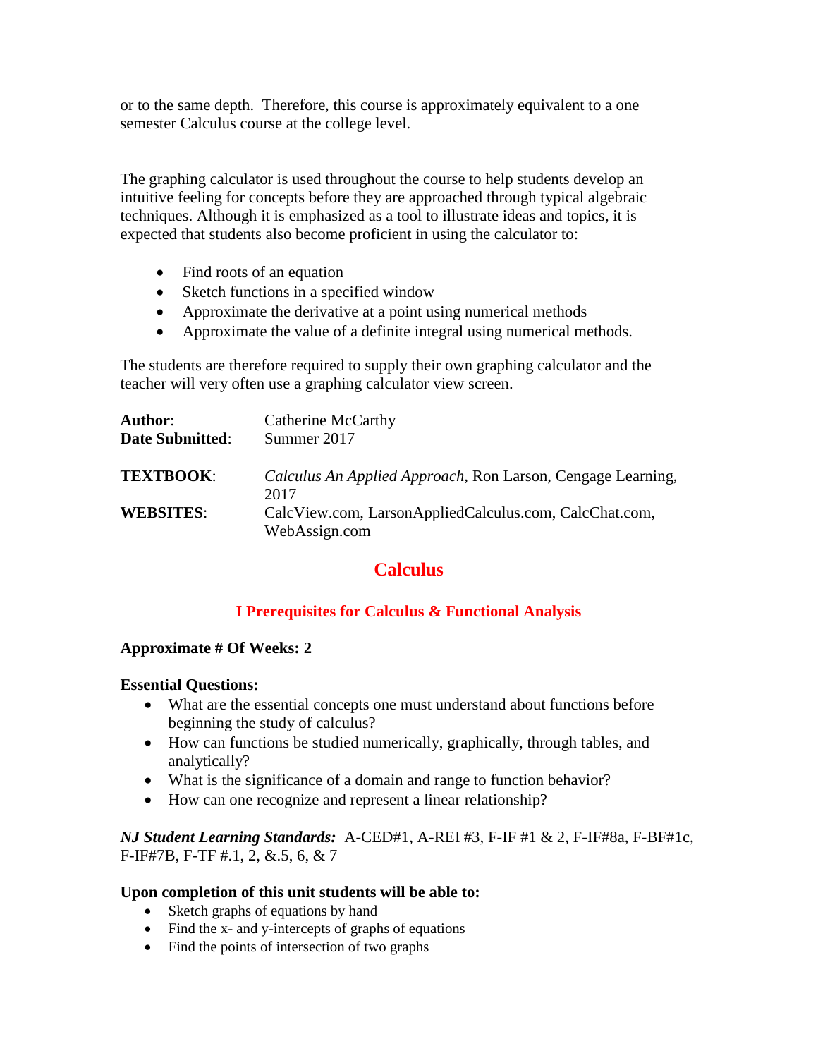or to the same depth. Therefore, this course is approximately equivalent to a one semester Calculus course at the college level.

The graphing calculator is used throughout the course to help students develop an intuitive feeling for concepts before they are approached through typical algebraic techniques. Although it is emphasized as a tool to illustrate ideas and topics, it is expected that students also become proficient in using the calculator to:

- Find roots of an equation
- Sketch functions in a specified window
- Approximate the derivative at a point using numerical methods
- Approximate the value of a definite integral using numerical methods.

The students are therefore required to supply their own graphing calculator and the teacher will very often use a graphing calculator view screen.

**Author**: Catherine McCarthy
**Date Submitted**: Summer 2017

**TEXTBOOK**: *Calculus An Applied Approach*, Ron Larson, Cengage Learning, 2017
**WEBSITES**: CalcView.com, LarsonAppliedCalculus.com, CalcChat.com, WebAssign.com

# Calculus

## I Prerequisites for Calculus & Functional Analysis

**Approximate # Of Weeks: 2**

**Essential Questions:**

- What are the essential concepts one must understand about functions before beginning the study of calculus?
- How can functions be studied numerically, graphically, through tables, and analytically?
- What is the significance of a domain and range to function behavior?
- How can one recognize and represent a linear relationship?

***NJ Student Learning Standards:*** A-CED#1, A-REI #3, F-IF #1 & 2, F-IF#8a, F-BF#1c, F-IF#7B, F-TF #.1, 2, &.5, 6, & 7

**Upon completion of this unit students will be able to:**

- Sketch graphs of equations by hand
- Find the x- and y-intercepts of graphs of equations
- Find the points of intersection of two graphs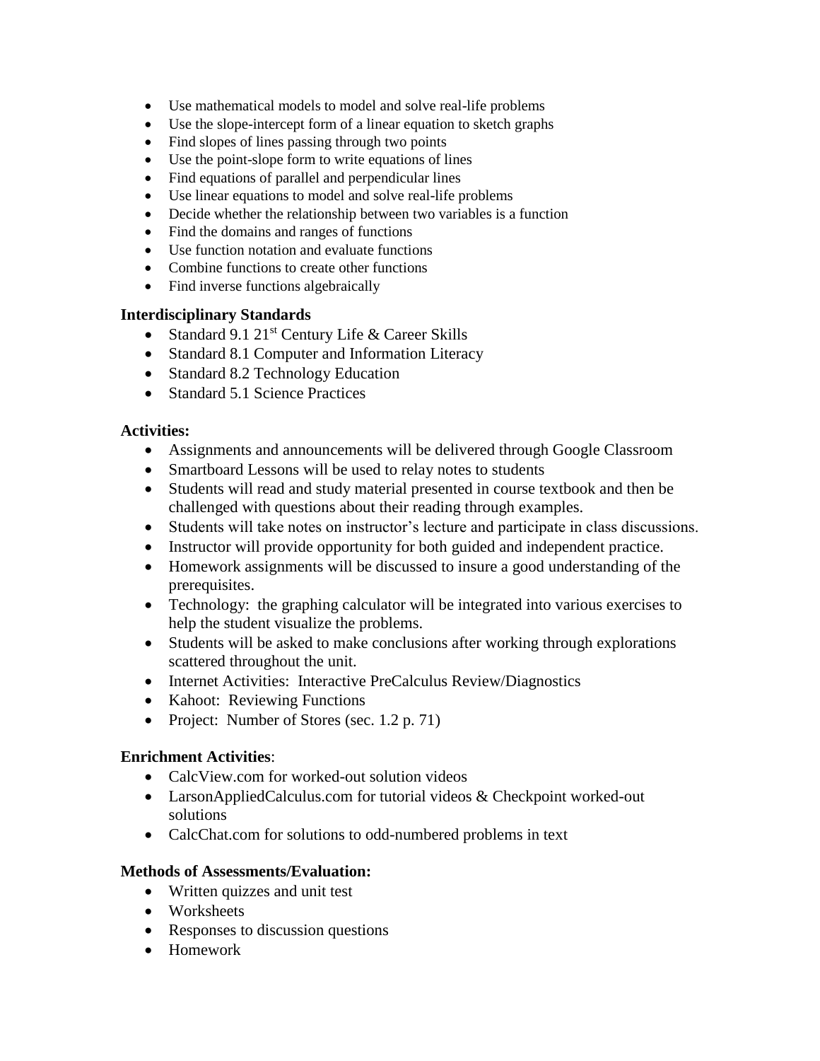- Use mathematical models to model and solve real-life problems
- Use the slope-intercept form of a linear equation to sketch graphs
- Find slopes of lines passing through two points
- Use the point-slope form to write equations of lines
- Find equations of parallel and perpendicular lines
- Use linear equations to model and solve real-life problems
- Decide whether the relationship between two variables is a function
- Find the domains and ranges of functions
- Use function notation and evaluate functions
- Combine functions to create other functions
- Find inverse functions algebraically

**Interdisciplinary Standards**

- Standard 9.1 21st Century Life & Career Skills
- Standard 8.1 Computer and Information Literacy
- Standard 8.2 Technology Education
- Standard 5.1 Science Practices

**Activities:**

- Assignments and announcements will be delivered through Google Classroom
- Smartboard Lessons will be used to relay notes to students
- Students will read and study material presented in course textbook and then be challenged with questions about their reading through examples.
- Students will take notes on instructor's lecture and participate in class discussions.
- Instructor will provide opportunity for both guided and independent practice.
- Homework assignments will be discussed to insure a good understanding of the prerequisites.
- Technology: the graphing calculator will be integrated into various exercises to help the student visualize the problems.
- Students will be asked to make conclusions after working through explorations scattered throughout the unit.
- Internet Activities: Interactive PreCalculus Review/Diagnostics
- Kahoot: Reviewing Functions
- Project: Number of Stores (sec. 1.2 p. 71)

**Enrichment Activities**:

- CalcView.com for worked-out solution videos
- LarsonAppliedCalculus.com for tutorial videos & Checkpoint worked-out solutions
- CalcChat.com for solutions to odd-numbered problems in text

**Methods of Assessments/Evaluation:**

- Written quizzes and unit test
- Worksheets
- Responses to discussion questions
- Homework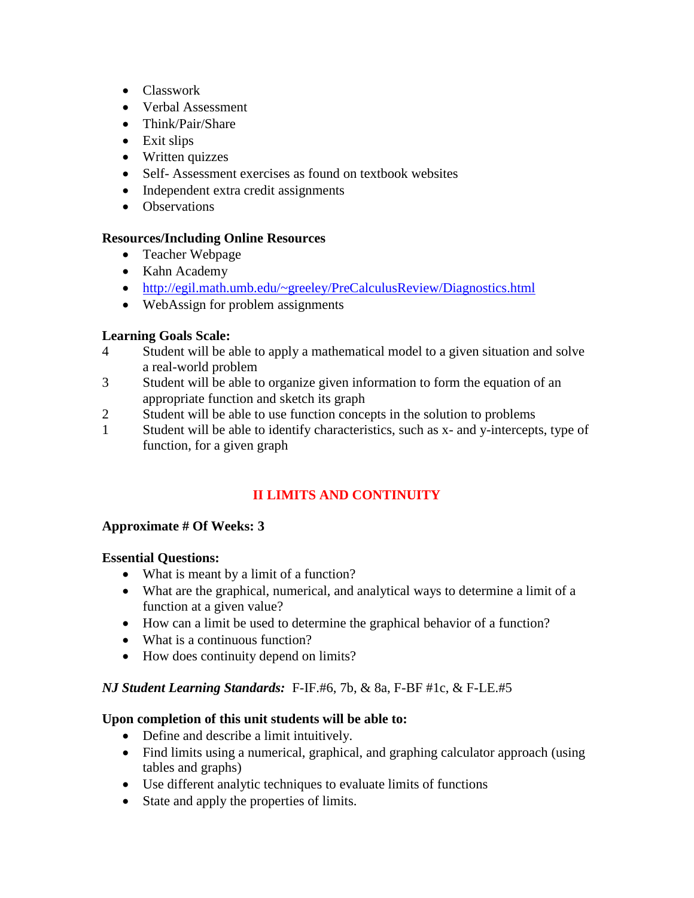- Classwork
- Verbal Assessment
- Think/Pair/Share
- Exit slips
- Written quizzes
- Self- Assessment exercises as found on textbook websites
- Independent extra credit assignments
- Observations

**Resources/Including Online Resources**

- Teacher Webpage
- Kahn Academy
- [http://egil.math.umb.edu/~greeley/PreCalculusReview/Diagnostics.html](http://egil.math.umb.edu/~greeley/PreCalculusReview/Diagnostics.html)
- WebAssign for problem assignments

**Learning Goals Scale:**

4 Student will be able to apply a mathematical model to a given situation and solve a real-world problem

3 Student will be able to organize given information to form the equation of an appropriate function and sketch its graph

2 Student will be able to use function concepts in the solution to problems

1 Student will be able to identify characteristics, such as x- and y-intercepts, type of function, for a given graph

## II LIMITS AND CONTINUITY

**Approximate # Of Weeks: 3**

**Essential Questions:**

- What is meant by a limit of a function?
- What are the graphical, numerical, and analytical ways to determine a limit of a function at a given value?
- How can a limit be used to determine the graphical behavior of a function?
- What is a continuous function?
- How does continuity depend on limits?

***NJ Student Learning Standards:*** F-IF.#6, 7b, & 8a, F-BF #1c, & F-LE.#5

**Upon completion of this unit students will be able to:**

- Define and describe a limit intuitively.
- Find limits using a numerical, graphical, and graphing calculator approach (using tables and graphs)
- Use different analytic techniques to evaluate limits of functions
- State and apply the properties of limits.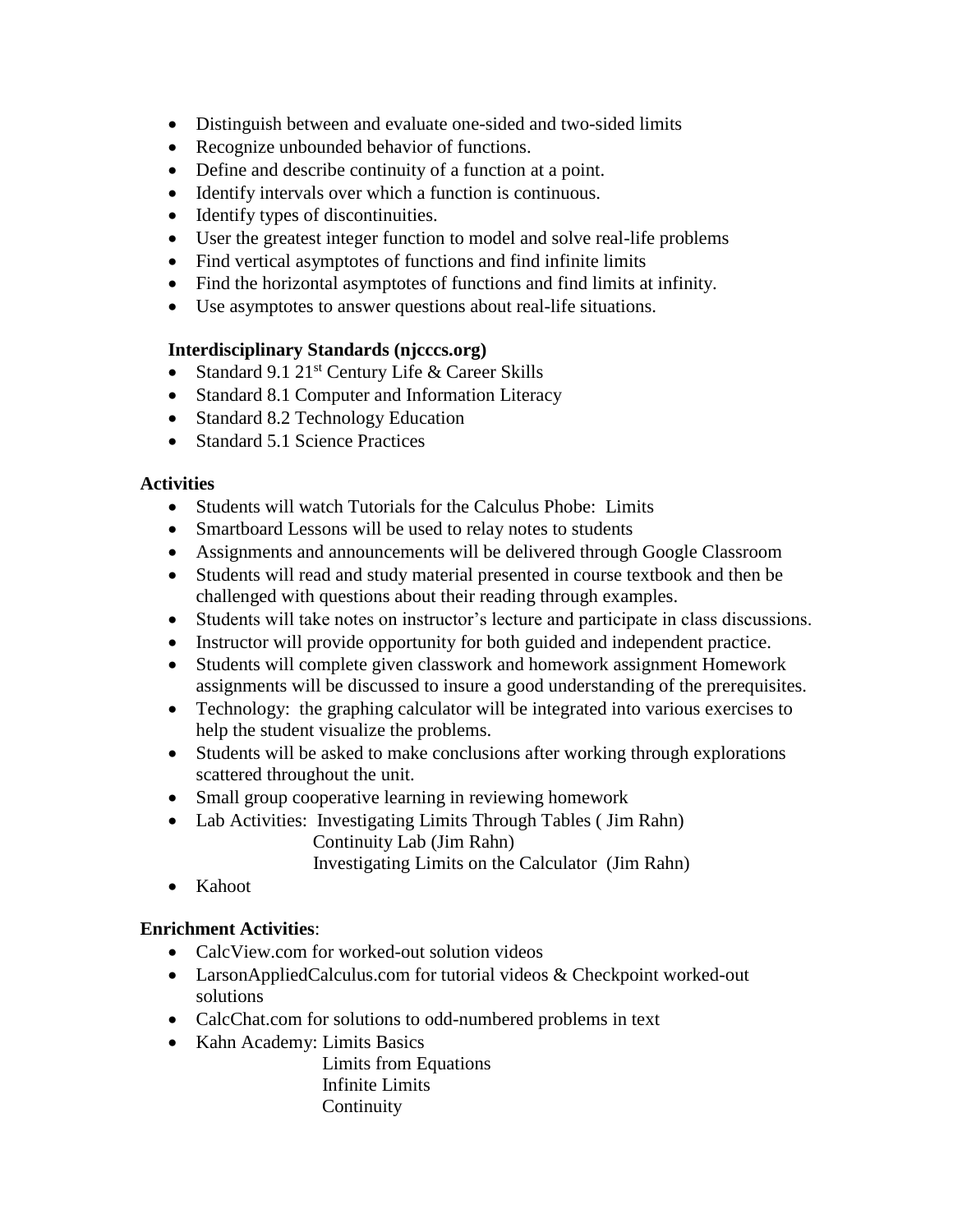- Distinguish between and evaluate one-sided and two-sided limits
- Recognize unbounded behavior of functions.
- Define and describe continuity of a function at a point.
- Identify intervals over which a function is continuous.
- Identify types of discontinuities.
- User the greatest integer function to model and solve real-life problems
- Find vertical asymptotes of functions and find infinite limits
- Find the horizontal asymptotes of functions and find limits at infinity.
- Use asymptotes to answer questions about real-life situations.

**Interdisciplinary Standards (njcccs.org)**

- Standard 9.1 21st Century Life & Career Skills
- Standard 8.1 Computer and Information Literacy
- Standard 8.2 Technology Education
- Standard 5.1 Science Practices

**Activities**

- Students will watch Tutorials for the Calculus Phobe: Limits
- Smartboard Lessons will be used to relay notes to students
- Assignments and announcements will be delivered through Google Classroom
- Students will read and study material presented in course textbook and then be challenged with questions about their reading through examples.
- Students will take notes on instructor's lecture and participate in class discussions.
- Instructor will provide opportunity for both guided and independent practice.
- Students will complete given classwork and homework assignment Homework assignments will be discussed to insure a good understanding of the prerequisites.
- Technology: the graphing calculator will be integrated into various exercises to help the student visualize the problems.
- Students will be asked to make conclusions after working through explorations scattered throughout the unit.
- Small group cooperative learning in reviewing homework
- Lab Activities: Investigating Limits Through Tables ( Jim Rahn)
  Continuity Lab (Jim Rahn)
  Investigating Limits on the Calculator (Jim Rahn)
- Kahoot

**Enrichment Activities**:

- CalcView.com for worked-out solution videos
- LarsonAppliedCalculus.com for tutorial videos & Checkpoint worked-out solutions
- CalcChat.com for solutions to odd-numbered problems in text
- Kahn Academy: Limits Basics
  Limits from Equations
  Infinite Limits
  Continuity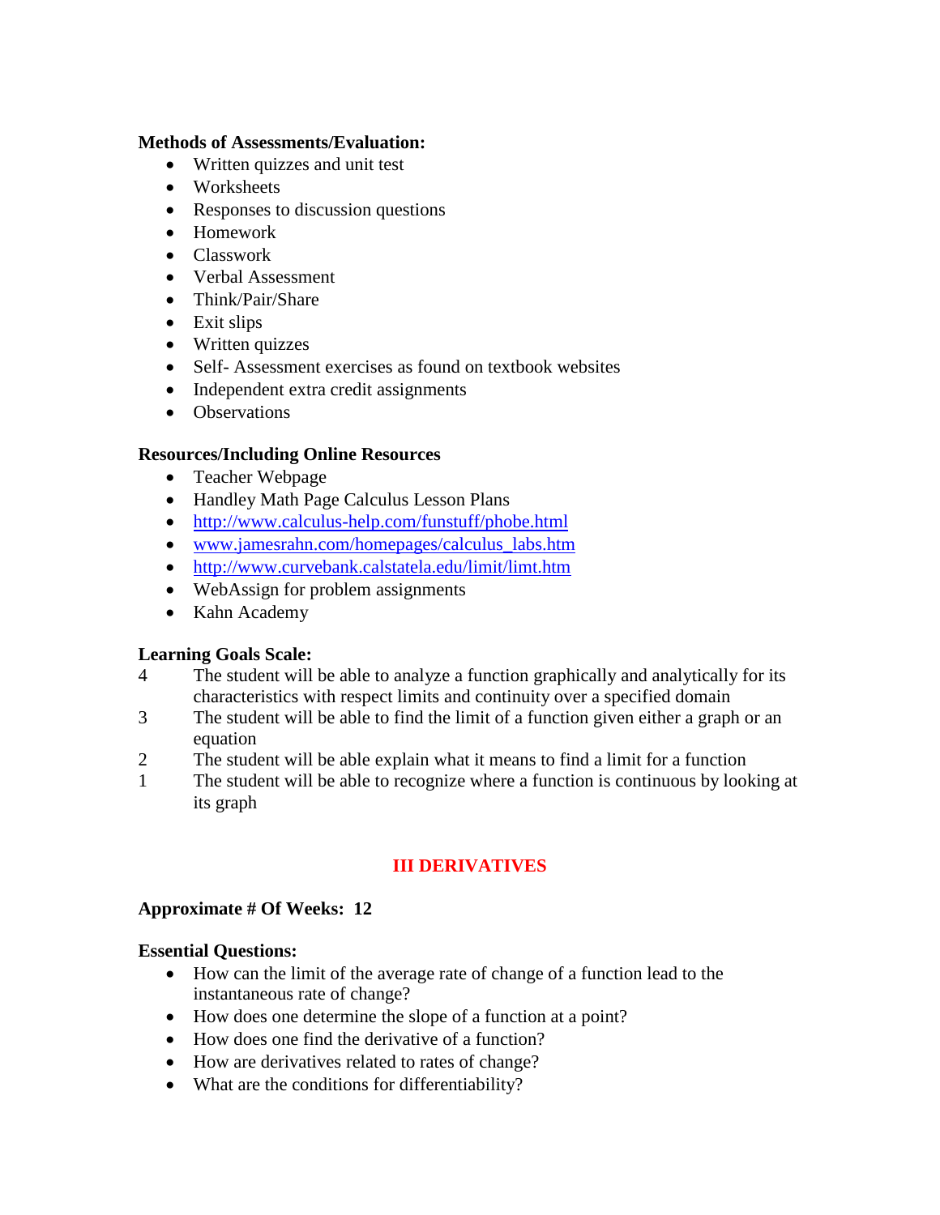**Methods of Assessments/Evaluation:**

- Written quizzes and unit test
- Worksheets
- Responses to discussion questions
- Homework
- Classwork
- Verbal Assessment
- Think/Pair/Share
- Exit slips
- Written quizzes
- Self- Assessment exercises as found on textbook websites
- Independent extra credit assignments
- Observations

**Resources/Including Online Resources**

- Teacher Webpage
- Handley Math Page Calculus Lesson Plans
- [http://www.calculus-help.com/funstuff/phobe.html](http://www.calculus-help.com/funstuff/phobe.html)
- [www.jamesrahn.com/homepages/calculus_labs.htm](http://www.jamesrahn.com/homepages/calculus_labs.htm)
- [http://www.curvebank.calstatela.edu/limit/limt.htm](http://www.curvebank.calstatela.edu/limit/limt.htm)
- WebAssign for problem assignments
- Kahn Academy

**Learning Goals Scale:**

4 The student will be able to analyze a function graphically and analytically for its characteristics with respect limits and continuity over a specified domain

3 The student will be able to find the limit of a function given either a graph or an equation

2 The student will be able explain what it means to find a limit for a function

1 The student will be able to recognize where a function is continuous by looking at its graph

## III DERIVATIVES

**Approximate # Of Weeks: 12**

**Essential Questions:**

- How can the limit of the average rate of change of a function lead to the instantaneous rate of change?
- How does one determine the slope of a function at a point?
- How does one find the derivative of a function?
- How are derivatives related to rates of change?
- What are the conditions for differentiability?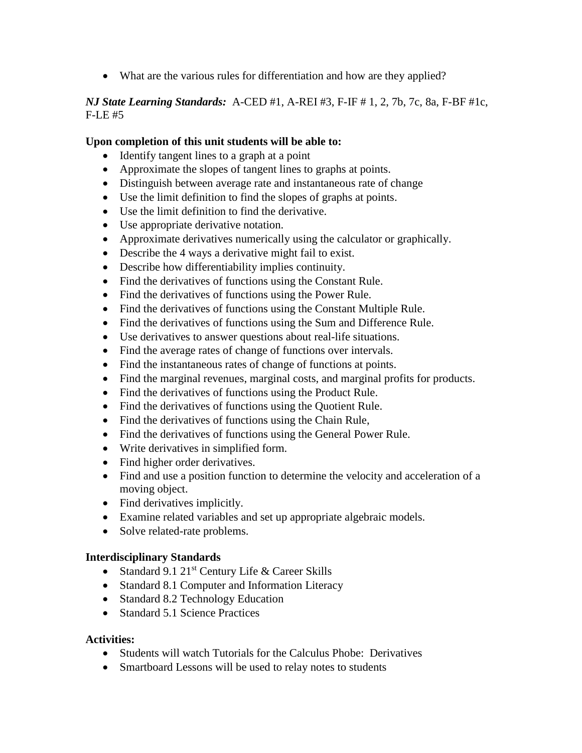- What are the various rules for differentiation and how are they applied?

***NJ State Learning Standards:*** A-CED #1, A-REI #3, F-IF # 1, 2, 7b, 7c, 8a, F-BF #1c, F-LE #5

**Upon completion of this unit students will be able to:**

- Identify tangent lines to a graph at a point
- Approximate the slopes of tangent lines to graphs at points.
- Distinguish between average rate and instantaneous rate of change
- Use the limit definition to find the slopes of graphs at points.
- Use the limit definition to find the derivative.
- Use appropriate derivative notation.
- Approximate derivatives numerically using the calculator or graphically.
- Describe the 4 ways a derivative might fail to exist.
- Describe how differentiability implies continuity.
- Find the derivatives of functions using the Constant Rule.
- Find the derivatives of functions using the Power Rule.
- Find the derivatives of functions using the Constant Multiple Rule.
- Find the derivatives of functions using the Sum and Difference Rule.
- Use derivatives to answer questions about real-life situations.
- Find the average rates of change of functions over intervals.
- Find the instantaneous rates of change of functions at points.
- Find the marginal revenues, marginal costs, and marginal profits for products.
- Find the derivatives of functions using the Product Rule.
- Find the derivatives of functions using the Quotient Rule.
- Find the derivatives of functions using the Chain Rule,
- Find the derivatives of functions using the General Power Rule.
- Write derivatives in simplified form.
- Find higher order derivatives.
- Find and use a position function to determine the velocity and acceleration of a moving object.
- Find derivatives implicitly.
- Examine related variables and set up appropriate algebraic models.
- Solve related-rate problems.

**Interdisciplinary Standards**

- Standard 9.1 21st Century Life & Career Skills
- Standard 8.1 Computer and Information Literacy
- Standard 8.2 Technology Education
- Standard 5.1 Science Practices

**Activities:**

- Students will watch Tutorials for the Calculus Phobe: Derivatives
- Smartboard Lessons will be used to relay notes to students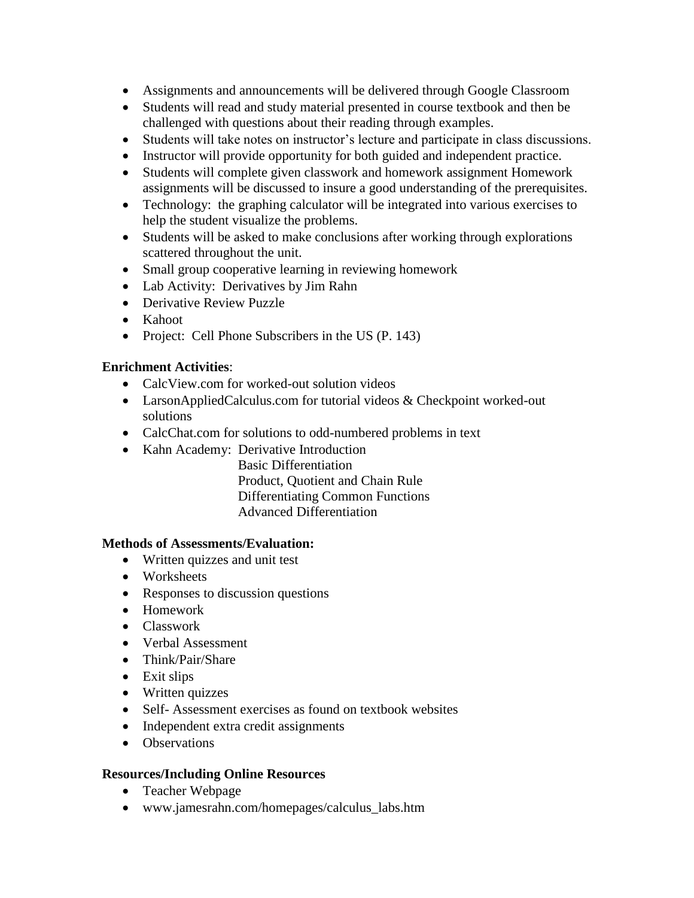- Assignments and announcements will be delivered through Google Classroom
- Students will read and study material presented in course textbook and then be challenged with questions about their reading through examples.
- Students will take notes on instructor's lecture and participate in class discussions.
- Instructor will provide opportunity for both guided and independent practice.
- Students will complete given classwork and homework assignment Homework assignments will be discussed to insure a good understanding of the prerequisites.
- Technology: the graphing calculator will be integrated into various exercises to help the student visualize the problems.
- Students will be asked to make conclusions after working through explorations scattered throughout the unit.
- Small group cooperative learning in reviewing homework
- Lab Activity: Derivatives by Jim Rahn
- Derivative Review Puzzle
- Kahoot
- Project: Cell Phone Subscribers in the US (P. 143)

**Enrichment Activities**:

- CalcView.com for worked-out solution videos
- LarsonAppliedCalculus.com for tutorial videos & Checkpoint worked-out solutions
- CalcChat.com for solutions to odd-numbered problems in text
- Kahn Academy: Derivative Introduction
  Basic Differentiation
  Product, Quotient and Chain Rule
  Differentiating Common Functions
  Advanced Differentiation

**Methods of Assessments/Evaluation:**

- Written quizzes and unit test
- Worksheets
- Responses to discussion questions
- Homework
- Classwork
- Verbal Assessment
- Think/Pair/Share
- Exit slips
- Written quizzes
- Self- Assessment exercises as found on textbook websites
- Independent extra credit assignments
- Observations

**Resources/Including Online Resources**

- Teacher Webpage
- www.jamesrahn.com/homepages/calculus_labs.htm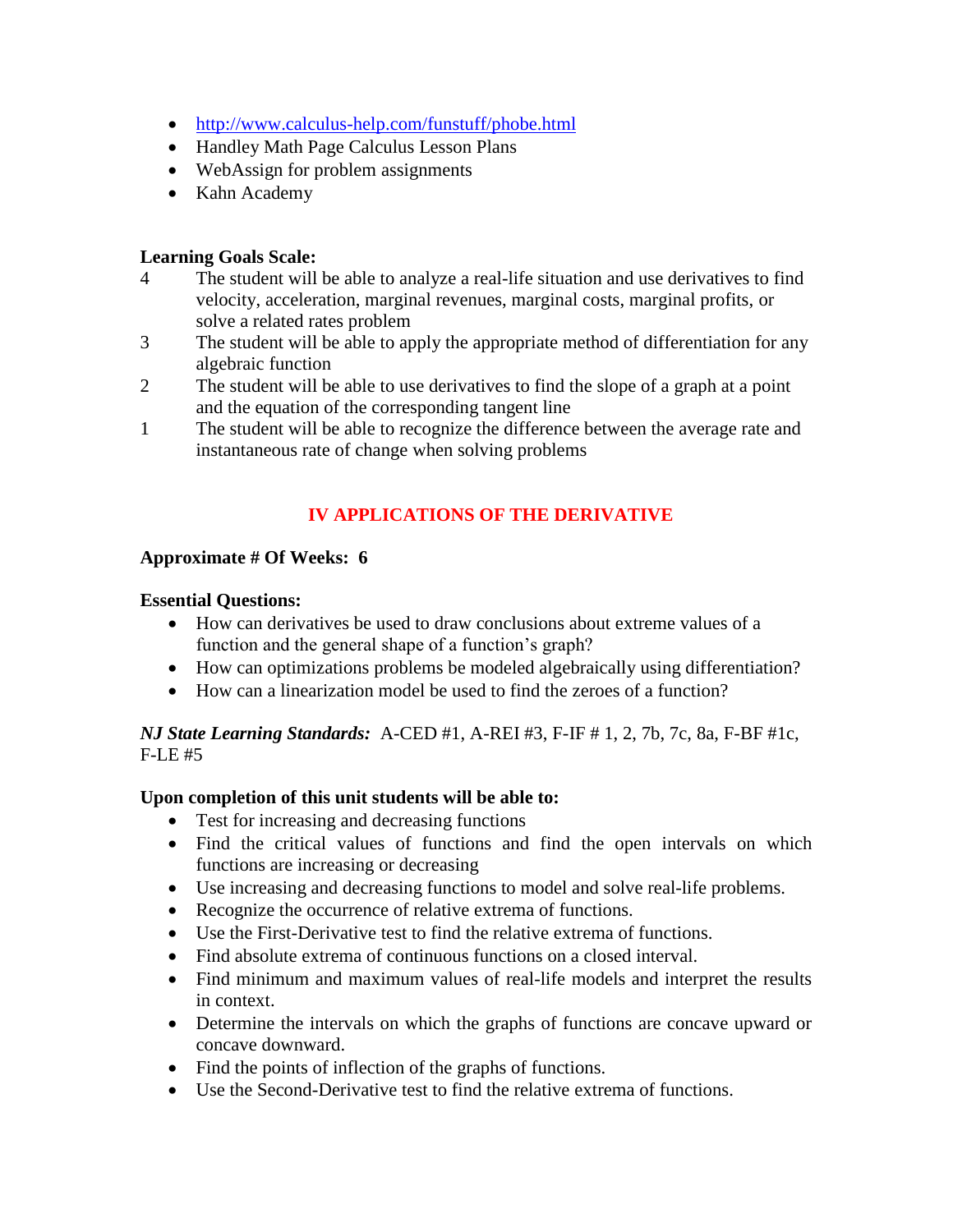- http://www.calculus-help.com/funstuff/phobe.html
- Handley Math Page Calculus Lesson Plans
- WebAssign for problem assignments
- Kahn Academy

**Learning Goals Scale:**

4 The student will be able to analyze a real-life situation and use derivatives to find velocity, acceleration, marginal revenues, marginal costs, marginal profits, or solve a related rates problem

3 The student will be able to apply the appropriate method of differentiation for any algebraic function

2 The student will be able to use derivatives to find the slope of a graph at a point and the equation of the corresponding tangent line

1 The student will be able to recognize the difference between the average rate and instantaneous rate of change when solving problems

## IV APPLICATIONS OF THE DERIVATIVE

**Approximate # Of Weeks: 6**

**Essential Questions:**

- How can derivatives be used to draw conclusions about extreme values of a function and the general shape of a function's graph?
- How can optimizations problems be modeled algebraically using differentiation?
- How can a linearization model be used to find the zeroes of a function?

***NJ State Learning Standards:*** A-CED #1, A-REI #3, F-IF # 1, 2, 7b, 7c, 8a, F-BF #1c, F-LE #5

**Upon completion of this unit students will be able to:**

- Test for increasing and decreasing functions
- Find the critical values of functions and find the open intervals on which functions are increasing or decreasing
- Use increasing and decreasing functions to model and solve real-life problems.
- Recognize the occurrence of relative extrema of functions.
- Use the First-Derivative test to find the relative extrema of functions.
- Find absolute extrema of continuous functions on a closed interval.
- Find minimum and maximum values of real-life models and interpret the results in context.
- Determine the intervals on which the graphs of functions are concave upward or concave downward.
- Find the points of inflection of the graphs of functions.
- Use the Second-Derivative test to find the relative extrema of functions.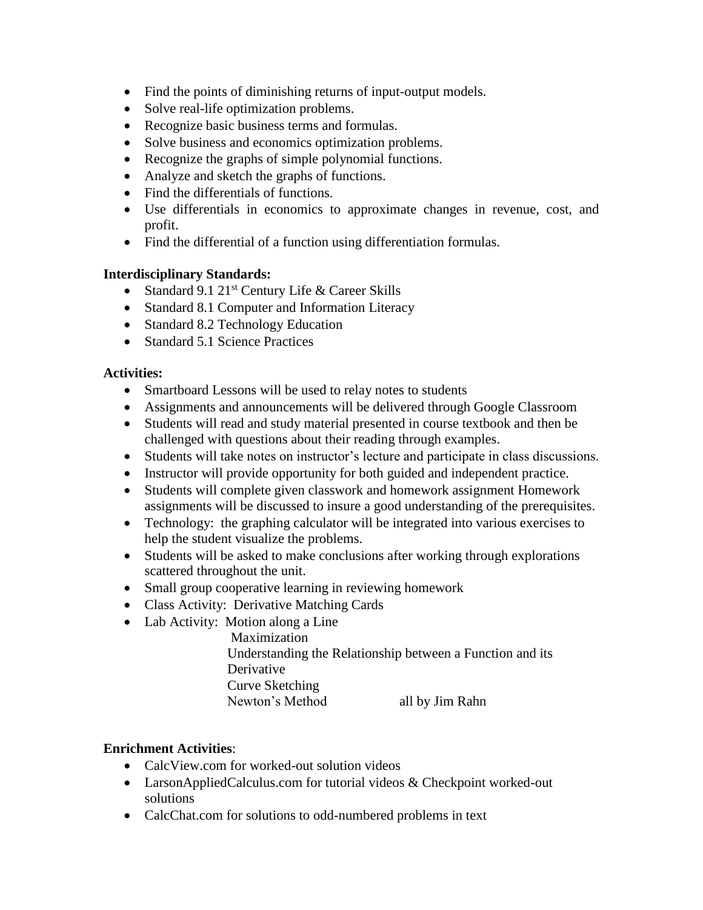- Find the points of diminishing returns of input-output models.
- Solve real-life optimization problems.
- Recognize basic business terms and formulas.
- Solve business and economics optimization problems.
- Recognize the graphs of simple polynomial functions.
- Analyze and sketch the graphs of functions.
- Find the differentials of functions.
- Use differentials in economics to approximate changes in revenue, cost, and profit.
- Find the differential of a function using differentiation formulas.

**Interdisciplinary Standards:**

- Standard 9.1 21st Century Life & Career Skills
- Standard 8.1 Computer and Information Literacy
- Standard 8.2 Technology Education
- Standard 5.1 Science Practices

**Activities:**

- Smartboard Lessons will be used to relay notes to students
- Assignments and announcements will be delivered through Google Classroom
- Students will read and study material presented in course textbook and then be challenged with questions about their reading through examples.
- Students will take notes on instructor's lecture and participate in class discussions.
- Instructor will provide opportunity for both guided and independent practice.
- Students will complete given classwork and homework assignment Homework assignments will be discussed to insure a good understanding of the prerequisites.
- Technology: the graphing calculator will be integrated into various exercises to help the student visualize the problems.
- Students will be asked to make conclusions after working through explorations scattered throughout the unit.
- Small group cooperative learning in reviewing homework
- Class Activity: Derivative Matching Cards
- Lab Activity: Motion along a Line
  Maximization
  Understanding the Relationship between a Function and its Derivative
  Curve Sketching
  Newton's Method all by Jim Rahn

**Enrichment Activities**:

- CalcView.com for worked-out solution videos
- LarsonAppliedCalculus.com for tutorial videos & Checkpoint worked-out solutions
- CalcChat.com for solutions to odd-numbered problems in text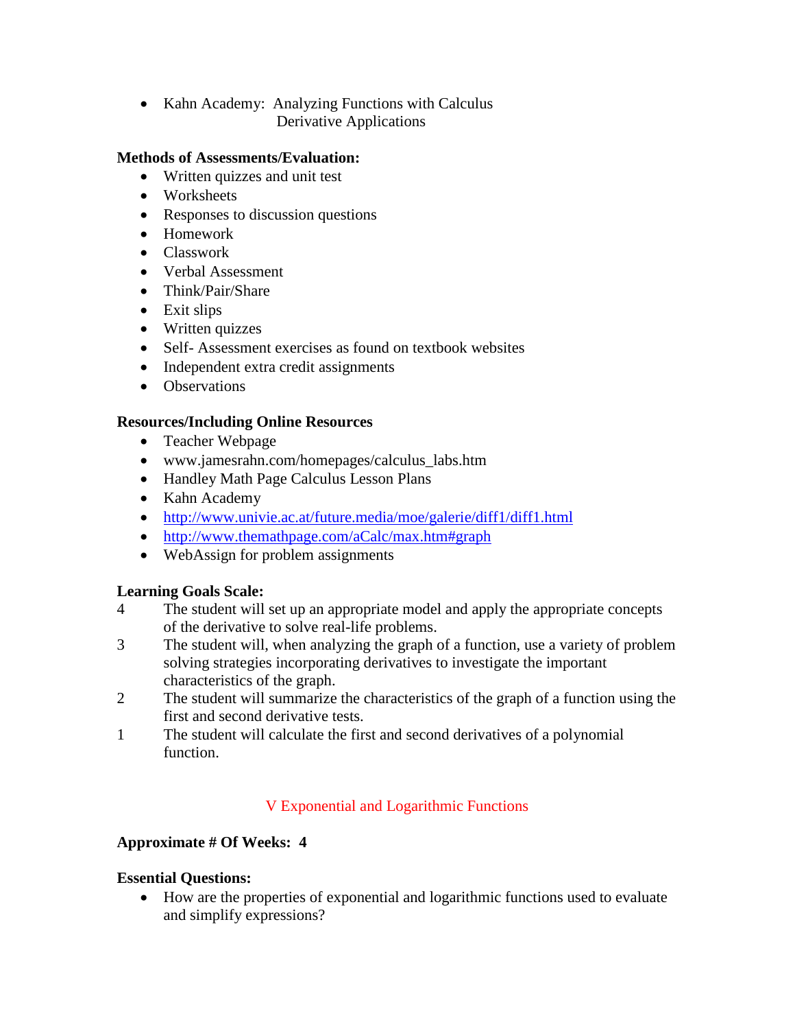- Kahn Academy: Analyzing Functions with Calculus
  Derivative Applications

**Methods of Assessments/Evaluation:**

- Written quizzes and unit test
- Worksheets
- Responses to discussion questions
- Homework
- Classwork
- Verbal Assessment
- Think/Pair/Share
- Exit slips
- Written quizzes
- Self- Assessment exercises as found on textbook websites
- Independent extra credit assignments
- Observations

**Resources/Including Online Resources**

- Teacher Webpage
- www.jamesrahn.com/homepages/calculus_labs.htm
- Handley Math Page Calculus Lesson Plans
- Kahn Academy
- http://www.univie.ac.at/future.media/moe/galerie/diff1/diff1.html
- http://www.themathpage.com/aCalc/max.htm#graph
- WebAssign for problem assignments

**Learning Goals Scale:**

4 The student will set up an appropriate model and apply the appropriate concepts of the derivative to solve real-life problems.

3 The student will, when analyzing the graph of a function, use a variety of problem solving strategies incorporating derivatives to investigate the important characteristics of the graph.

2 The student will summarize the characteristics of the graph of a function using the first and second derivative tests.

1 The student will calculate the first and second derivatives of a polynomial function.

## V Exponential and Logarithmic Functions

**Approximate # Of Weeks: 4**

**Essential Questions:**

- How are the properties of exponential and logarithmic functions used to evaluate and simplify expressions?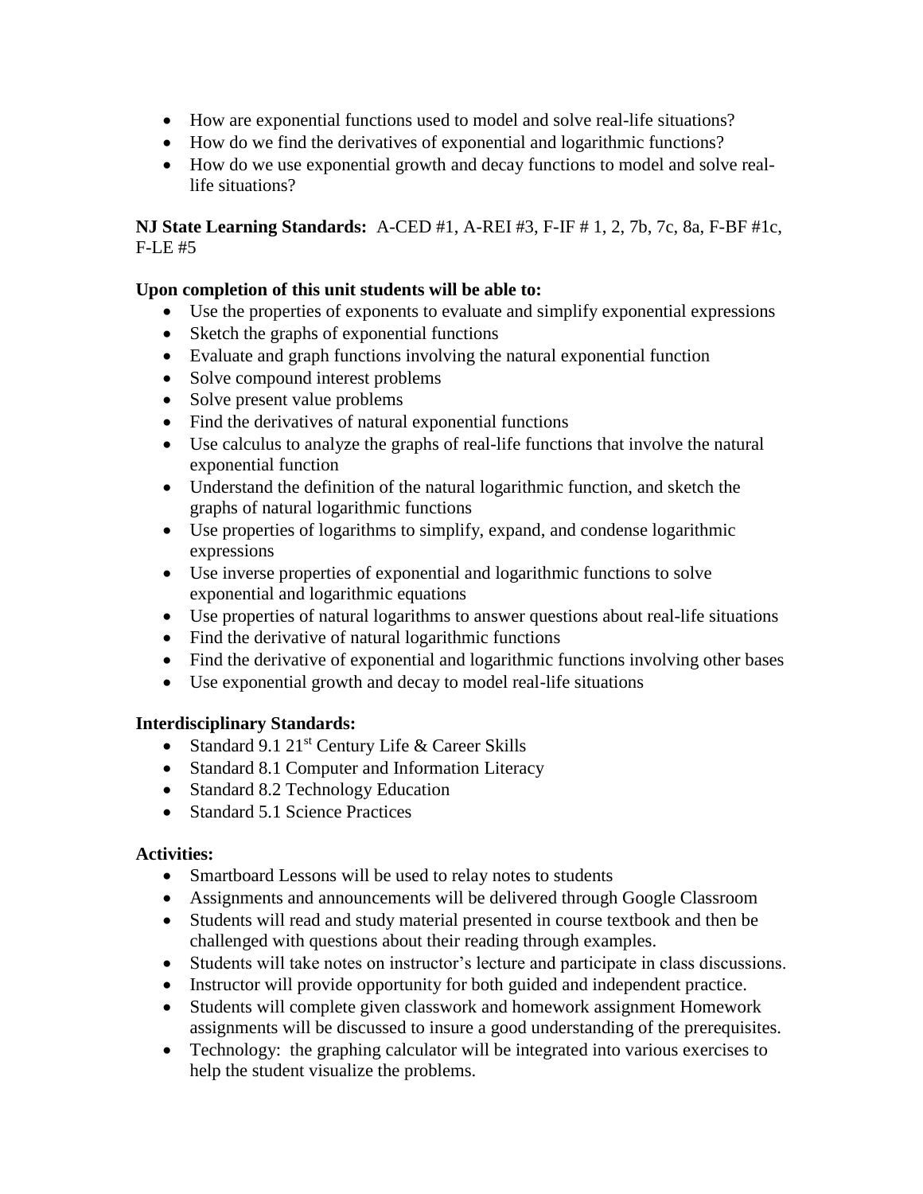- How are exponential functions used to model and solve real-life situations?
- How do we find the derivatives of exponential and logarithmic functions?
- How do we use exponential growth and decay functions to model and solve real-life situations?

**NJ State Learning Standards:** A-CED #1, A-REI #3, F-IF # 1, 2, 7b, 7c, 8a, F-BF #1c, F-LE #5

**Upon completion of this unit students will be able to:**

- Use the properties of exponents to evaluate and simplify exponential expressions
- Sketch the graphs of exponential functions
- Evaluate and graph functions involving the natural exponential function
- Solve compound interest problems
- Solve present value problems
- Find the derivatives of natural exponential functions
- Use calculus to analyze the graphs of real-life functions that involve the natural exponential function
- Understand the definition of the natural logarithmic function, and sketch the graphs of natural logarithmic functions
- Use properties of logarithms to simplify, expand, and condense logarithmic expressions
- Use inverse properties of exponential and logarithmic functions to solve exponential and logarithmic equations
- Use properties of natural logarithms to answer questions about real-life situations
- Find the derivative of natural logarithmic functions
- Find the derivative of exponential and logarithmic functions involving other bases
- Use exponential growth and decay to model real-life situations

**Interdisciplinary Standards:**

- Standard 9.1 21st Century Life & Career Skills
- Standard 8.1 Computer and Information Literacy
- Standard 8.2 Technology Education
- Standard 5.1 Science Practices

**Activities:**

- Smartboard Lessons will be used to relay notes to students
- Assignments and announcements will be delivered through Google Classroom
- Students will read and study material presented in course textbook and then be challenged with questions about their reading through examples.
- Students will take notes on instructor's lecture and participate in class discussions.
- Instructor will provide opportunity for both guided and independent practice.
- Students will complete given classwork and homework assignment Homework assignments will be discussed to insure a good understanding of the prerequisites.
- Technology: the graphing calculator will be integrated into various exercises to help the student visualize the problems.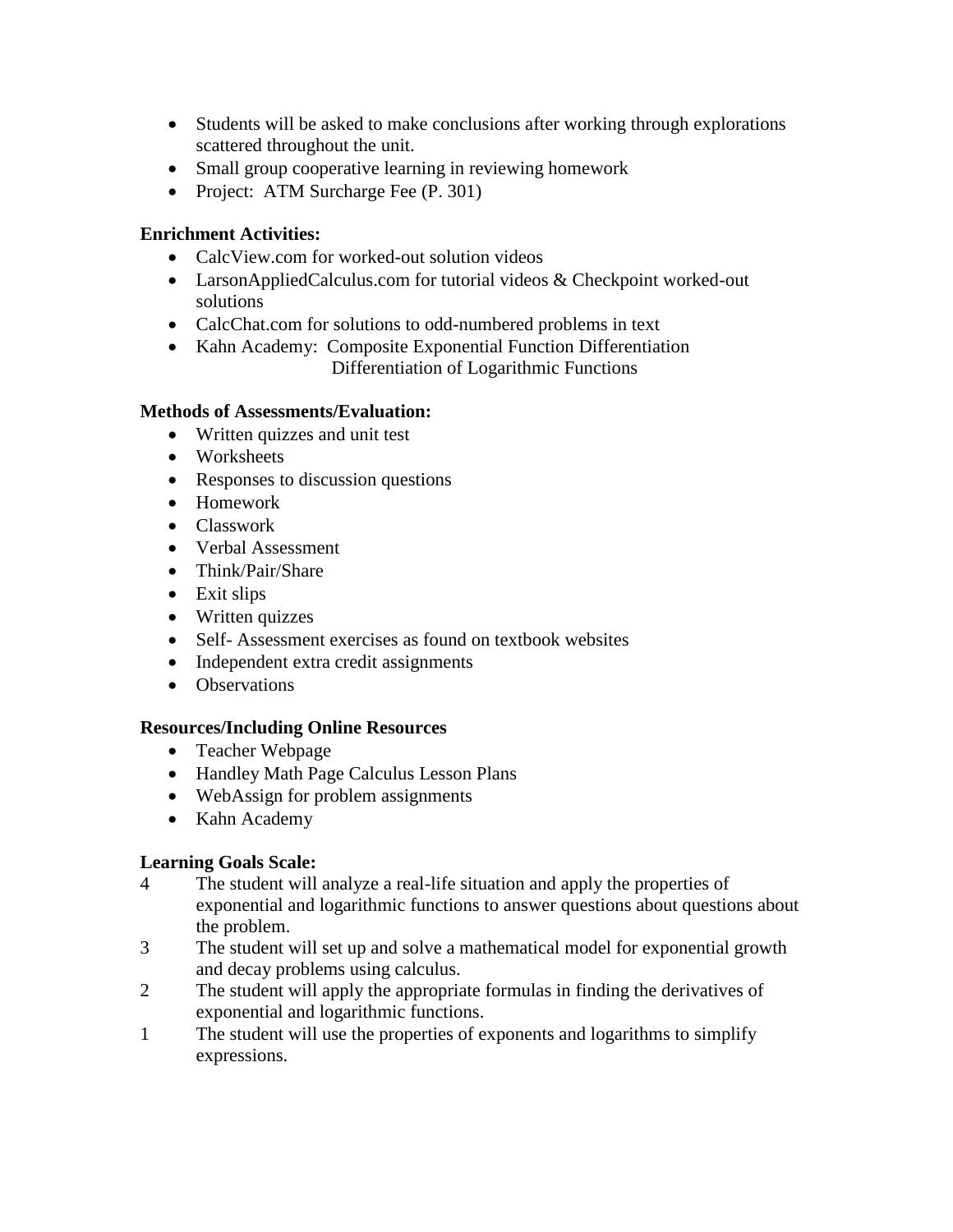- Students will be asked to make conclusions after working through explorations scattered throughout the unit.
- Small group cooperative learning in reviewing homework
- Project: ATM Surcharge Fee (P. 301)

**Enrichment Activities:**

- CalcView.com for worked-out solution videos
- LarsonAppliedCalculus.com for tutorial videos & Checkpoint worked-out solutions
- CalcChat.com for solutions to odd-numbered problems in text
- Kahn Academy: Composite Exponential Function Differentiation
  Differentiation of Logarithmic Functions

**Methods of Assessments/Evaluation:**

- Written quizzes and unit test
- Worksheets
- Responses to discussion questions
- Homework
- Classwork
- Verbal Assessment
- Think/Pair/Share
- Exit slips
- Written quizzes
- Self- Assessment exercises as found on textbook websites
- Independent extra credit assignments
- Observations

**Resources/Including Online Resources**

- Teacher Webpage
- Handley Math Page Calculus Lesson Plans
- WebAssign for problem assignments
- Kahn Academy

**Learning Goals Scale:**

4 The student will analyze a real-life situation and apply the properties of exponential and logarithmic functions to answer questions about questions about the problem.

3 The student will set up and solve a mathematical model for exponential growth and decay problems using calculus.

2 The student will apply the appropriate formulas in finding the derivatives of exponential and logarithmic functions.

1 The student will use the properties of exponents and logarithms to simplify expressions.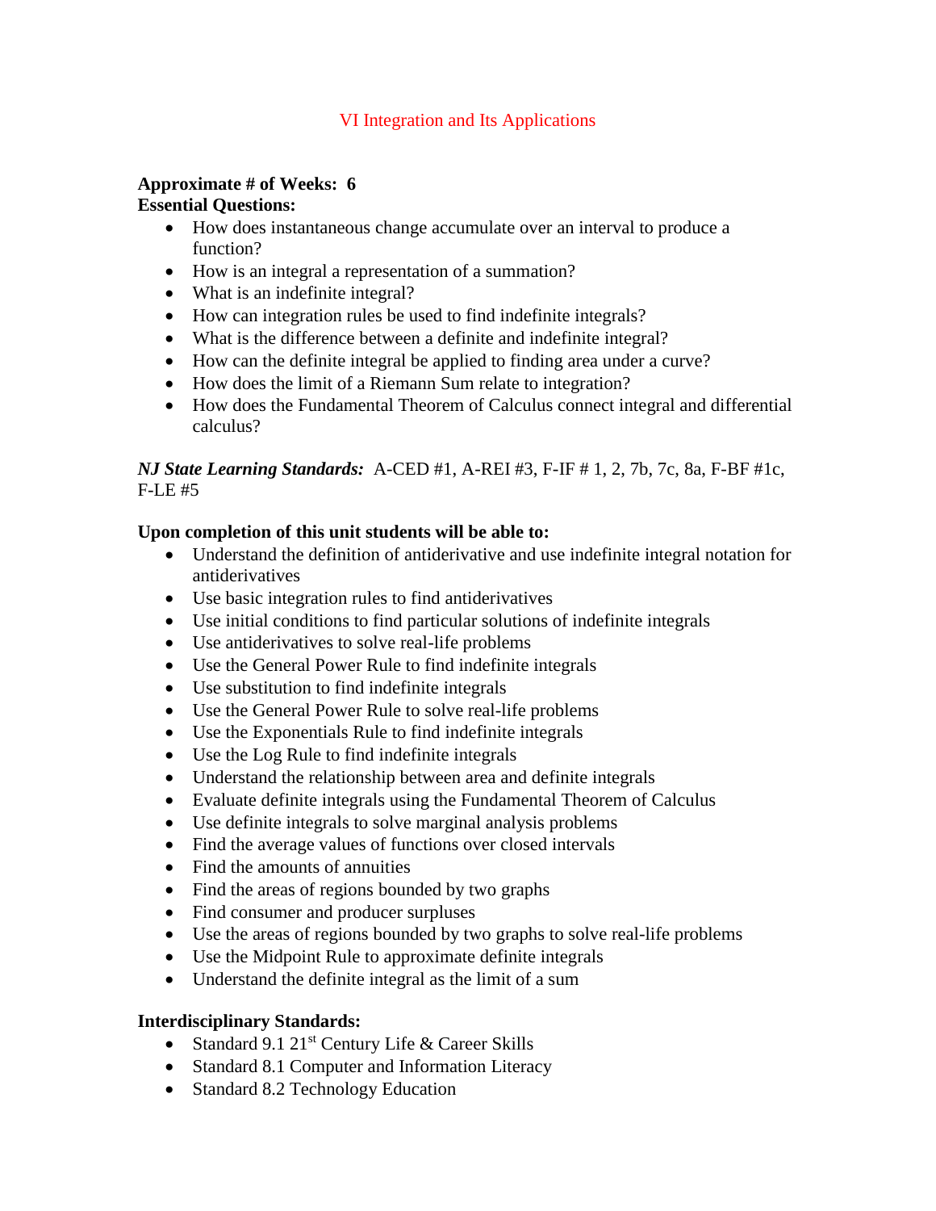# VI Integration and Its Applications

**Approximate # of Weeks: 6**

**Essential Questions:**

- How does instantaneous change accumulate over an interval to produce a function?
- How is an integral a representation of a summation?
- What is an indefinite integral?
- How can integration rules be used to find indefinite integrals?
- What is the difference between a definite and indefinite integral?
- How can the definite integral be applied to finding area under a curve?
- How does the limit of a Riemann Sum relate to integration?
- How does the Fundamental Theorem of Calculus connect integral and differential calculus?

***NJ State Learning Standards:*** A-CED #1, A-REI #3, F-IF # 1, 2, 7b, 7c, 8a, F-BF #1c, F-LE #5

**Upon completion of this unit students will be able to:**

- Understand the definition of antiderivative and use indefinite integral notation for antiderivatives
- Use basic integration rules to find antiderivatives
- Use initial conditions to find particular solutions of indefinite integrals
- Use antiderivatives to solve real-life problems
- Use the General Power Rule to find indefinite integrals
- Use substitution to find indefinite integrals
- Use the General Power Rule to solve real-life problems
- Use the Exponentials Rule to find indefinite integrals
- Use the Log Rule to find indefinite integrals
- Understand the relationship between area and definite integrals
- Evaluate definite integrals using the Fundamental Theorem of Calculus
- Use definite integrals to solve marginal analysis problems
- Find the average values of functions over closed intervals
- Find the amounts of annuities
- Find the areas of regions bounded by two graphs
- Find consumer and producer surpluses
- Use the areas of regions bounded by two graphs to solve real-life problems
- Use the Midpoint Rule to approximate definite integrals
- Understand the definite integral as the limit of a sum

**Interdisciplinary Standards:**

- Standard 9.1 21st Century Life & Career Skills
- Standard 8.1 Computer and Information Literacy
- Standard 8.2 Technology Education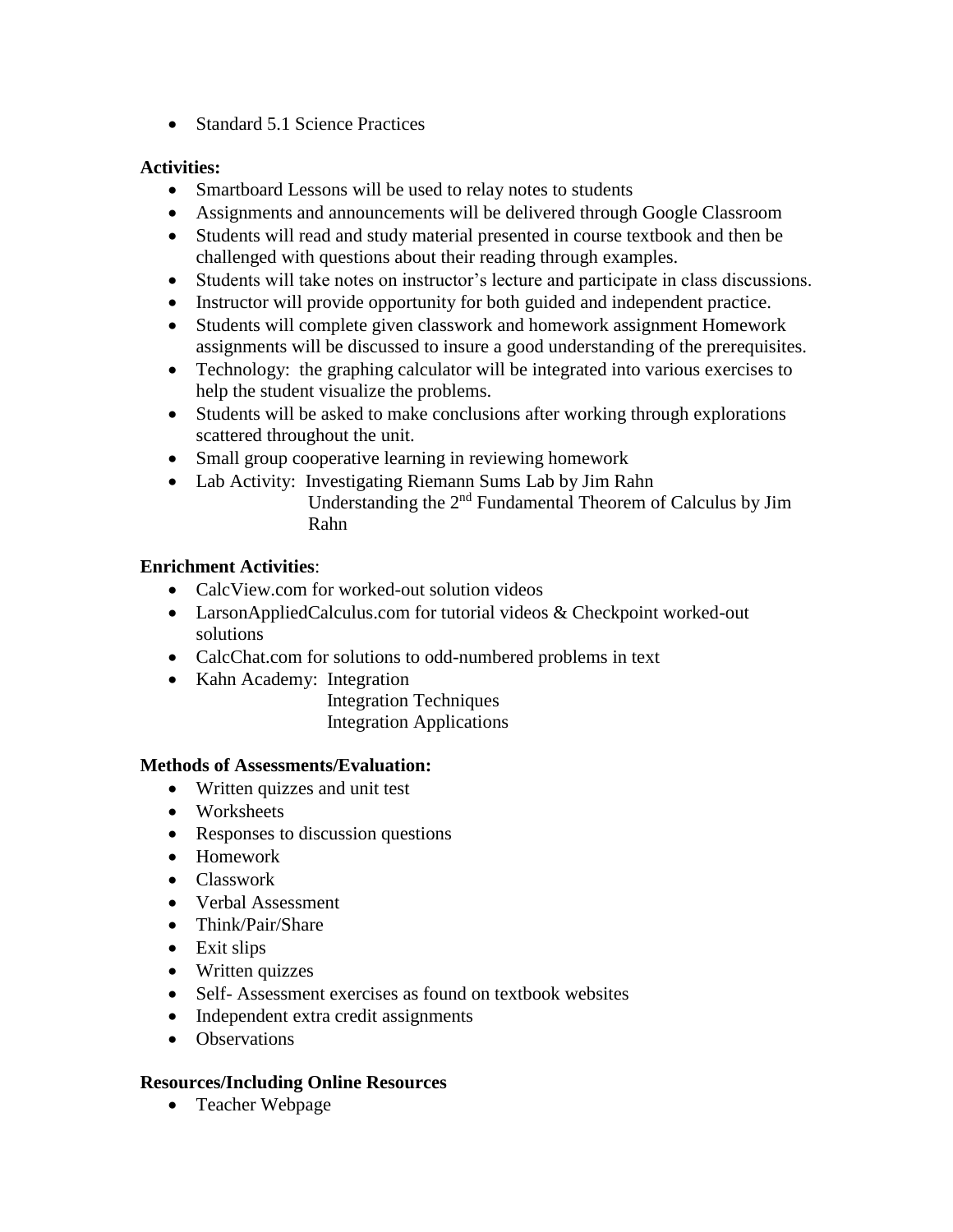- Standard 5.1 Science Practices

**Activities:**

- Smartboard Lessons will be used to relay notes to students
- Assignments and announcements will be delivered through Google Classroom
- Students will read and study material presented in course textbook and then be challenged with questions about their reading through examples.
- Students will take notes on instructor's lecture and participate in class discussions.
- Instructor will provide opportunity for both guided and independent practice.
- Students will complete given classwork and homework assignment Homework assignments will be discussed to insure a good understanding of the prerequisites.
- Technology: the graphing calculator will be integrated into various exercises to help the student visualize the problems.
- Students will be asked to make conclusions after working through explorations scattered throughout the unit.
- Small group cooperative learning in reviewing homework
- Lab Activity: Investigating Riemann Sums Lab by Jim Rahn
  Understanding the 2nd Fundamental Theorem of Calculus by Jim Rahn

**Enrichment Activities**:

- CalcView.com for worked-out solution videos
- LarsonAppliedCalculus.com for tutorial videos & Checkpoint worked-out solutions
- CalcChat.com for solutions to odd-numbered problems in text
- Kahn Academy: Integration
  Integration Techniques
  Integration Applications

**Methods of Assessments/Evaluation:**

- Written quizzes and unit test
- Worksheets
- Responses to discussion questions
- Homework
- Classwork
- Verbal Assessment
- Think/Pair/Share
- Exit slips
- Written quizzes
- Self- Assessment exercises as found on textbook websites
- Independent extra credit assignments
- Observations

**Resources/Including Online Resources**

- Teacher Webpage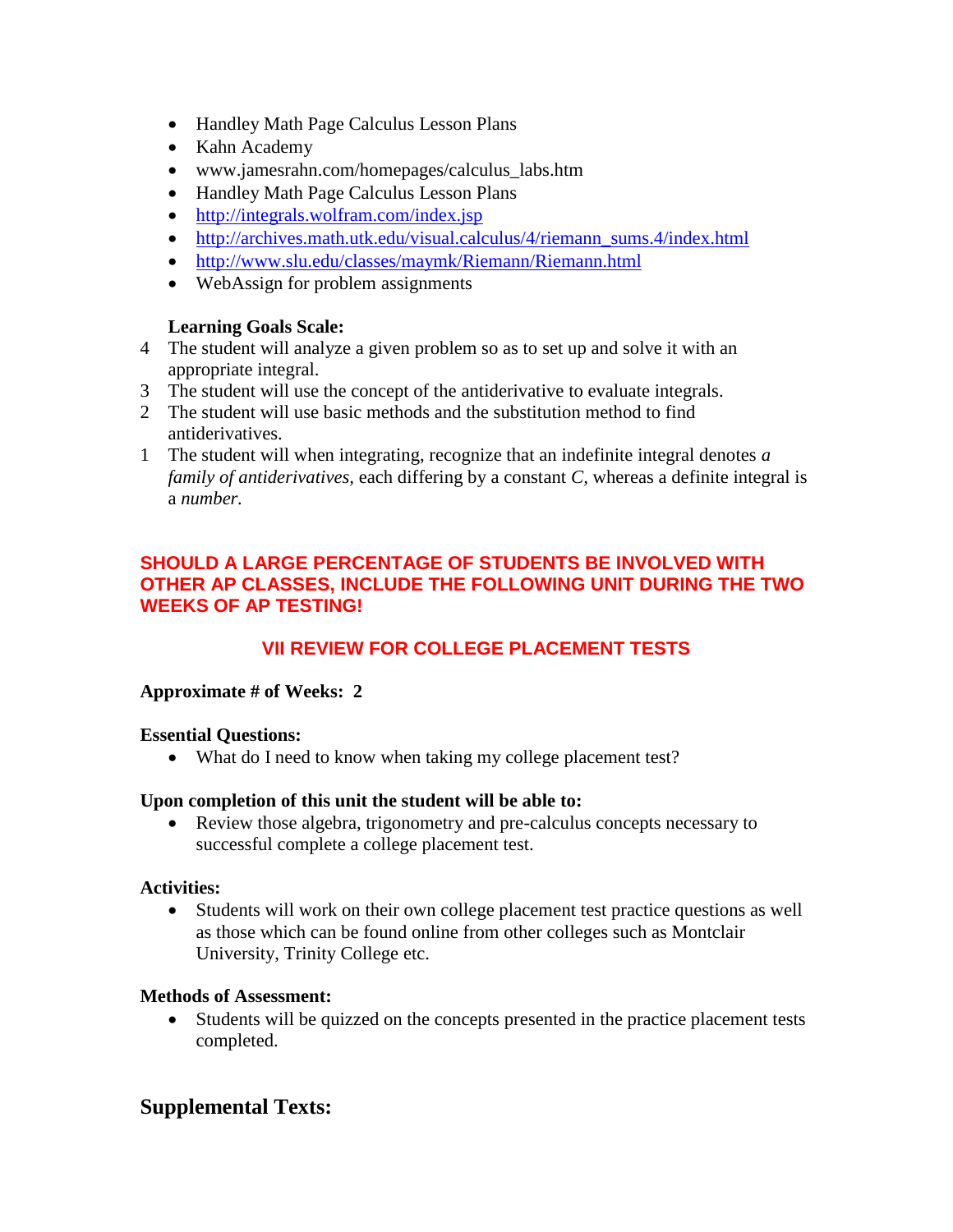- Handley Math Page Calculus Lesson Plans
- Kahn Academy
- www.jamesrahn.com/homepages/calculus_labs.htm
- Handley Math Page Calculus Lesson Plans
- http://integrals.wolfram.com/index.jsp
- http://archives.math.utk.edu/visual.calculus/4/riemann_sums.4/index.html
- http://www.slu.edu/classes/maymk/Riemann/Riemann.html
- WebAssign for problem assignments

**Learning Goals Scale:**

4 The student will analyze a given problem so as to set up and solve it with an appropriate integral.

3 The student will use the concept of the antiderivative to evaluate integrals.

2 The student will use basic methods and the substitution method to find antiderivatives.

1 The student will when integrating, recognize that an indefinite integral denotes *a family of antiderivatives,* each differing by a constant *C*, whereas a definite integral is a *number*.

**SHOULD A LARGE PERCENTAGE OF STUDENTS BE INVOLVED WITH OTHER AP CLASSES, INCLUDE THE FOLLOWING UNIT DURING THE TWO WEEKS OF AP TESTING!**

## VII REVIEW FOR COLLEGE PLACEMENT TESTS

**Approximate # of Weeks: 2**

**Essential Questions:**

- What do I need to know when taking my college placement test?

**Upon completion of this unit the student will be able to:**

- Review those algebra, trigonometry and pre-calculus concepts necessary to successful complete a college placement test.

**Activities:**

- Students will work on their own college placement test practice questions as well as those which can be found online from other colleges such as Montclair University, Trinity College etc.

**Methods of Assessment:**

- Students will be quizzed on the concepts presented in the practice placement tests completed.

## Supplemental Texts: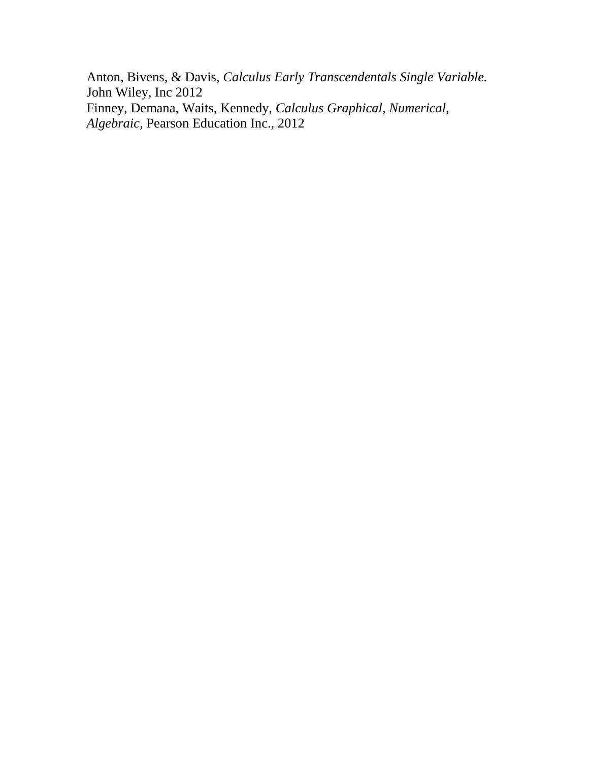Anton, Bivens, & Davis, *Calculus Early Transcendentals Single Variable.* John Wiley, Inc 2012

Finney, Demana, Waits, Kennedy, *Calculus Graphical, Numerical, Algebraic,* Pearson Education Inc., 2012